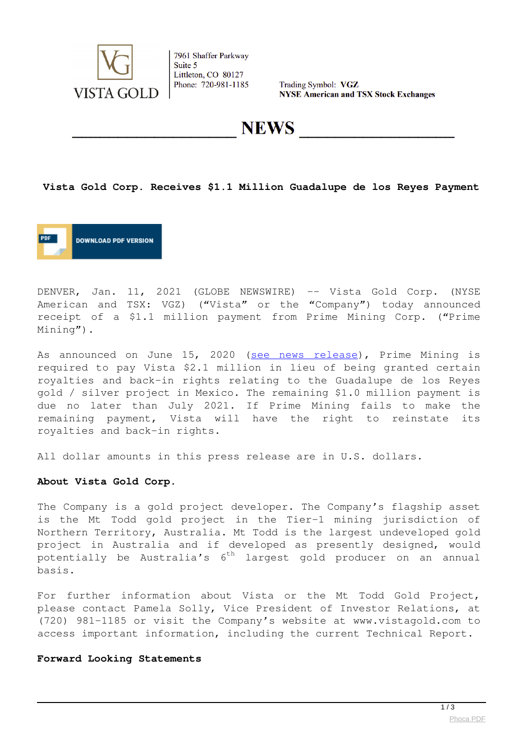VISTA GOLD

7961 Shaffer Parkway
Suite 5
Littleton, CO 80127
Phone: 720-981-1185

Trading Symbol: **VGZ**
**NYSE American and TSX Stock Exchanges**

# NEWS

## Vista Gold Corp. Receives $1.1 Million Guadalupe de los Reyes Payment

DOWNLOAD PDF VERSION

DENVER, Jan. 11, 2021 (GLOBE NEWSWIRE) -- Vista Gold Corp. (NYSE American and TSX: VGZ) ("Vista" or the "Company") today announced receipt of a $1.1 million payment from Prime Mining Corp. ("Prime Mining").

As announced on June 15, 2020 (see news release), Prime Mining is required to pay Vista $2.1 million in lieu of being granted certain royalties and back-in rights relating to the Guadalupe de los Reyes gold / silver project in Mexico. The remaining $1.0 million payment is due no later than July 2021. If Prime Mining fails to make the remaining payment, Vista will have the right to reinstate its royalties and back-in rights.

All dollar amounts in this press release are in U.S. dollars.

**About Vista Gold Corp.**

The Company is a gold project developer. The Company's flagship asset is the Mt Todd gold project in the Tier-1 mining jurisdiction of Northern Territory, Australia. Mt Todd is the largest undeveloped gold project in Australia and if developed as presently designed, would potentially be Australia's 6th largest gold producer on an annual basis.

For further information about Vista or the Mt Todd Gold Project, please contact Pamela Solly, Vice President of Investor Relations, at (720) 981-1185 or visit the Company's website at www.vistagold.com to access important information, including the current Technical Report.

**Forward Looking Statements**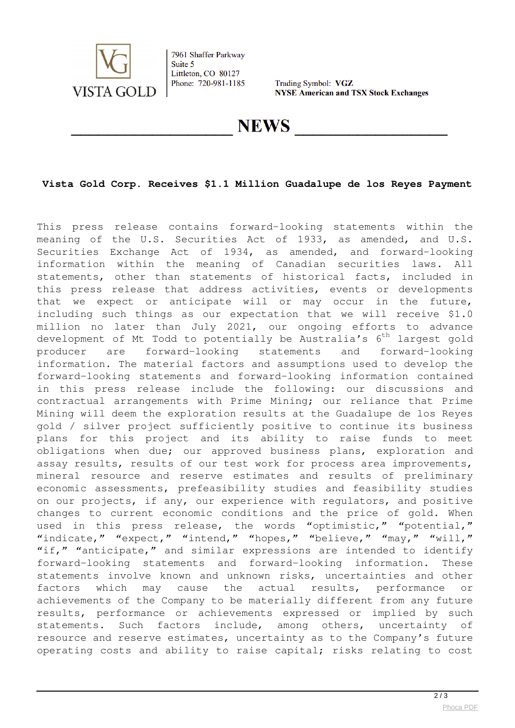7961 Shaffer Parkway
Suite 5
Littleton, CO 80127
Phone: 720-981-1185

Trading Symbol: **VGZ**
**NYSE American and TSX Stock Exchanges**

# NEWS

**Vista Gold Corp. Receives $1.1 Million Guadalupe de los Reyes Payment**

This press release contains forward-looking statements within the meaning of the U.S. Securities Act of 1933, as amended, and U.S. Securities Exchange Act of 1934, as amended, and forward-looking information within the meaning of Canadian securities laws. All statements, other than statements of historical facts, included in this press release that address activities, events or developments that we expect or anticipate will or may occur in the future, including such things as our expectation that we will receive $1.0 million no later than July 2021, our ongoing efforts to advance development of Mt Todd to potentially be Australia's 6th largest gold producer are forward-looking statements and forward-looking information. The material factors and assumptions used to develop the forward-looking statements and forward-looking information contained in this press release include the following: our discussions and contractual arrangements with Prime Mining; our reliance that Prime Mining will deem the exploration results at the Guadalupe de los Reyes gold / silver project sufficiently positive to continue its business plans for this project and its ability to raise funds to meet obligations when due; our approved business plans, exploration and assay results, results of our test work for process area improvements, mineral resource and reserve estimates and results of preliminary economic assessments, prefeasibility studies and feasibility studies on our projects, if any, our experience with regulators, and positive changes to current economic conditions and the price of gold. When used in this press release, the words "optimistic," "potential," "indicate," "expect," "intend," "hopes," "believe," "may," "will," "if," "anticipate," and similar expressions are intended to identify forward-looking statements and forward-looking information. These statements involve known and unknown risks, uncertainties and other factors which may cause the actual results, performance or achievements of the Company to be materially different from any future results, performance or achievements expressed or implied by such statements. Such factors include, among others, uncertainty of resource and reserve estimates, uncertainty as to the Company's future operating costs and ability to raise capital; risks relating to cost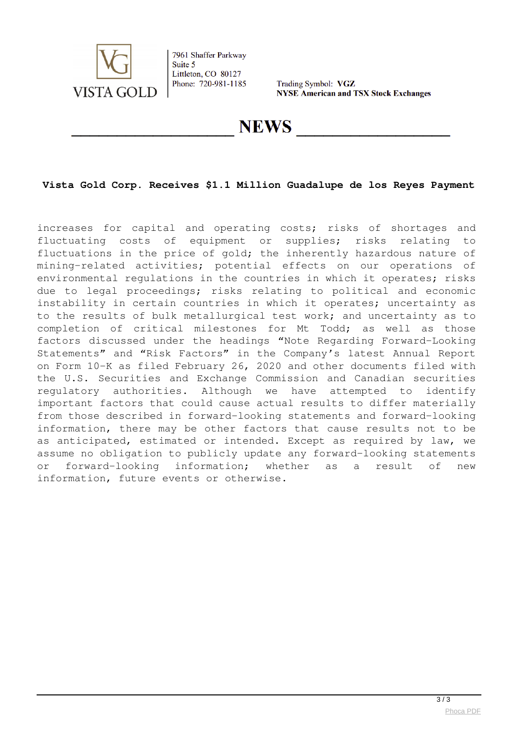increases for capital and operating costs; risks of shortages and fluctuating costs of equipment or supplies; risks relating to fluctuations in the price of gold; the inherently hazardous nature of mining-related activities; potential effects on our operations of environmental regulations in the countries in which it operates; risks due to legal proceedings; risks relating to political and economic instability in certain countries in which it operates; uncertainty as to the results of bulk metallurgical test work; and uncertainty as to completion of critical milestones for Mt Todd; as well as those factors discussed under the headings “Note Regarding Forward-Looking Statements” and “Risk Factors” in the Company’s latest Annual Report on Form 10-K as filed February 26, 2020 and other documents filed with the U.S. Securities and Exchange Commission and Canadian securities regulatory authorities. Although we have attempted to identify important factors that could cause actual results to differ materially from those described in forward-looking statements and forward-looking information, there may be other factors that cause results not to be as anticipated, estimated or intended. Except as required by law, we assume no obligation to publicly update any forward-looking statements or forward-looking information; whether as a result of new information, future events or otherwise.